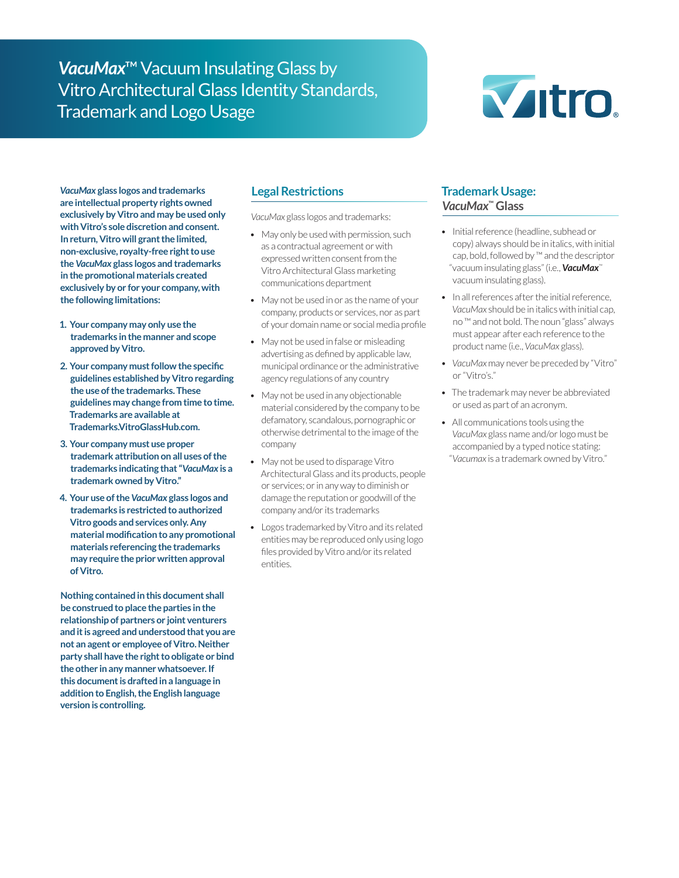# *VacuMax*™ Vacuum Insulating Glass by Vitro Architectural Glass Identity Standards, Trademark and Logo Usage

***VacuMax*** **glass logos and trademarks are intellectual property rights owned exclusively by Vitro and may be used only with Vitro's sole discretion and consent. In return, Vitro will grant the limited, non-exclusive, royalty-free right to use the** ***VacuMax*** **glass logos and trademarks in the promotional materials created exclusively by or for your company, with the following limitations:**

1. **Your company may only use the trademarks in the manner and scope approved by Vitro.**
2. **Your company must follow the specific guidelines established by Vitro regarding the use of the trademarks. These guidelines may change from time to time. Trademarks are available at Trademarks.VitroGlassHub.com.**
3. **Your company must use proper trademark attribution on all uses of the trademarks indicating that "*VacuMax* is a trademark owned by Vitro."**
4. **Your use of the *VacuMax* glass logos and trademarks is restricted to authorized Vitro goods and services only. Any material modification to any promotional materials referencing the trademarks may require the prior written approval of Vitro.**

**Nothing contained in this document shall be construed to place the parties in the relationship of partners or joint venturers and it is agreed and understood that you are not an agent or employee of Vitro. Neither party shall have the right to obligate or bind the other in any manner whatsoever. If this document is drafted in a language in addition to English, the English language version is controlling.**

## Legal Restrictions

*VacuMax* glass logos and trademarks:

- May only be used with permission, such as a contractual agreement or with expressed written consent from the Vitro Architectural Glass marketing communications department
- May not be used in or as the name of your company, products or services, nor as part of your domain name or social media profile
- May not be used in false or misleading advertising as defined by applicable law, municipal ordinance or the administrative agency regulations of any country
- May not be used in any objectionable material considered by the company to be defamatory, scandalous, pornographic or otherwise detrimental to the image of the company
- May not be used to disparage Vitro Architectural Glass and its products, people or services; or in any way to diminish or damage the reputation or goodwill of the company and/or its trademarks
- Logos trademarked by Vitro and its related entities may be reproduced only using logo files provided by Vitro and/or its related entities.

## Trademark Usage: *VacuMax*™ Glass

- Initial reference (headline, subhead or copy) always should be in italics, with initial cap, bold, followed by ™ and the descriptor "vacuum insulating glass" (i.e., ***VacuMax***™ vacuum insulating glass).
- In all references after the initial reference, *VacuMax* should be in italics with initial cap, no ™ and not bold. The noun "glass" always must appear after each reference to the product name (i.e., *VacuMax* glass).
- *VacuMax* may never be preceded by "Vitro" or "Vitro's."
- The trademark may never be abbreviated or used as part of an acronym.
- All communications tools using the *VacuMax* glass name and/or logo must be accompanied by a typed notice stating: "*Vacumax* is a trademark owned by Vitro."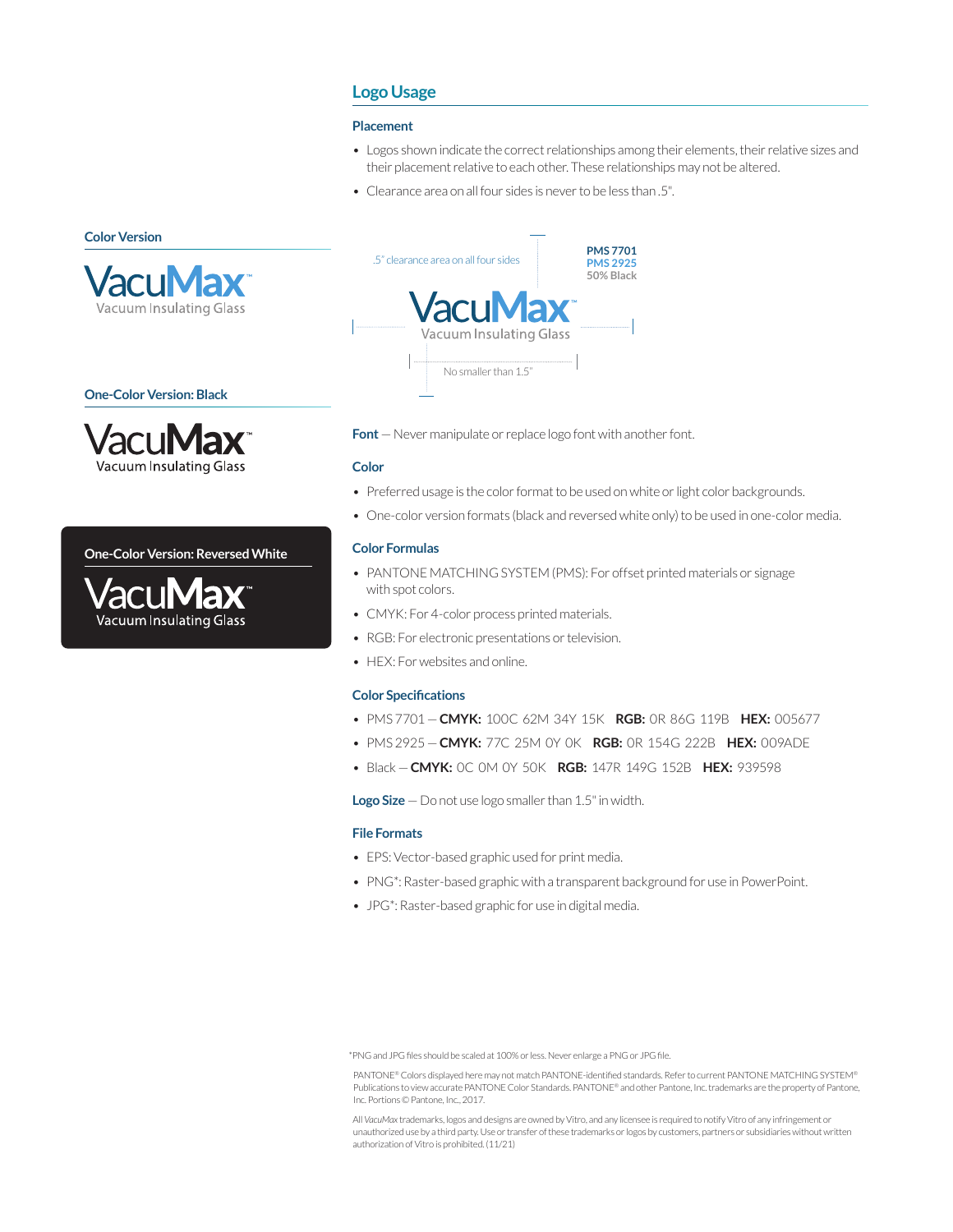## Logo Usage

### Placement

- Logos shown indicate the correct relationships among their elements, their relative sizes and their placement relative to each other. These relationships may not be altered.
- Clearance area on all four sides is never to be less than .5".

### Color Version

VacuMax™
Vacuum Insulating Glass

### One-Color Version: Black

VacuMax™
Vacuum Insulating Glass

### One-Color Version: Reversed White

VacuMax™
Vacuum Insulating Glass

.5" clearance area on all four sides

**PMS 7701**
**PMS 2925**
**50% Black**

VacuMax™
Vacuum Insulating Glass

No smaller than 1.5"

**Font** — Never manipulate or replace logo font with another font.

### Color

- Preferred usage is the color format to be used on white or light color backgrounds.
- One-color version formats (black and reversed white only) to be used in one-color media.

### Color Formulas

- PANTONE MATCHING SYSTEM (PMS): For offset printed materials or signage with spot colors.
- CMYK: For 4-color process printed materials.
- RGB: For electronic presentations or television.
- HEX: For websites and online.

### Color Specifications

- PMS 7701 — **CMYK:** 100C 62M 34Y 15K **RGB:** 0R 86G 119B **HEX:** 005677
- PMS 2925 — **CMYK:** 77C 25M 0Y 0K **RGB:** 0R 154G 222B **HEX:** 009ADE
- Black — **CMYK:** 0C 0M 0Y 50K **RGB:** 147R 149G 152B **HEX:** 939598

**Logo Size** — Do not use logo smaller than 1.5" in width.

### File Formats

- EPS: Vector-based graphic used for print media.
- PNG*: Raster-based graphic with a transparent background for use in PowerPoint.
- JPG*: Raster-based graphic for use in digital media.

*PNG and JPG files should be scaled at 100% or less. Never enlarge a PNG or JPG file.

PANTONE® Colors displayed here may not match PANTONE-identified standards. Refer to current PANTONE MATCHING SYSTEM® Publications to view accurate PANTONE Color Standards. PANTONE® and other Pantone, Inc. trademarks are the property of Pantone, Inc. Portions © Pantone, Inc., 2017.

All *VacuMax* trademarks, logos and designs are owned by Vitro, and any licensee is required to notify Vitro of any infringement or unauthorized use by a third party. Use or transfer of these trademarks or logos by customers, partners or subsidiaries without written authorization of Vitro is prohibited. (11/21)